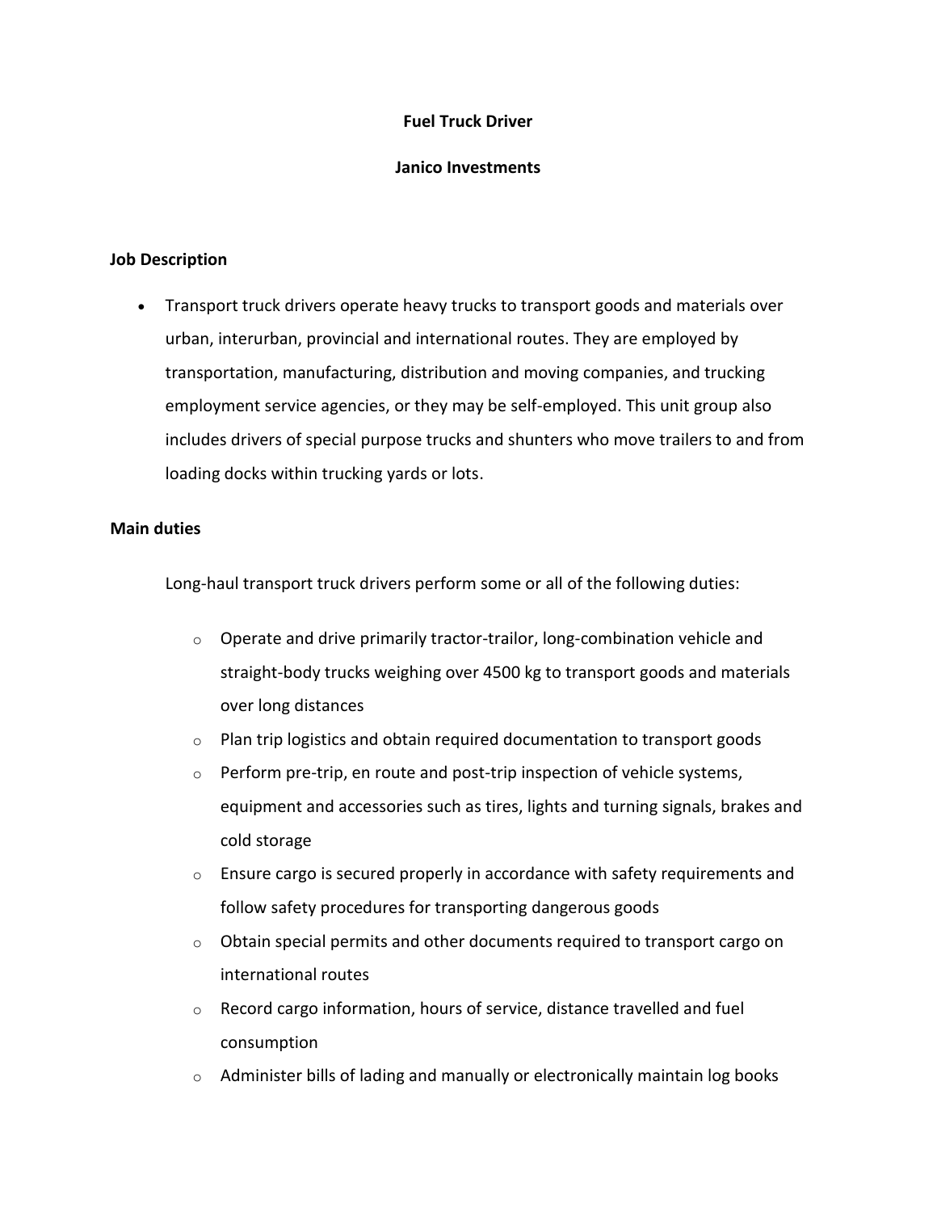**Fuel Truck Driver**

**Janico Investments**

**Job Description**

- Transport truck drivers operate heavy trucks to transport goods and materials over urban, interurban, provincial and international routes. They are employed by transportation, manufacturing, distribution and moving companies, and trucking employment service agencies, or they may be self-employed. This unit group also includes drivers of special purpose trucks and shunters who move trailers to and from loading docks within trucking yards or lots.

**Main duties**

Long-haul transport truck drivers perform some or all of the following duties:

- Operate and drive primarily tractor-trailor, long-combination vehicle and straight-body trucks weighing over 4500 kg to transport goods and materials over long distances
- Plan trip logistics and obtain required documentation to transport goods
- Perform pre-trip, en route and post-trip inspection of vehicle systems, equipment and accessories such as tires, lights and turning signals, brakes and cold storage
- Ensure cargo is secured properly in accordance with safety requirements and follow safety procedures for transporting dangerous goods
- Obtain special permits and other documents required to transport cargo on international routes
- Record cargo information, hours of service, distance travelled and fuel consumption
- Administer bills of lading and manually or electronically maintain log books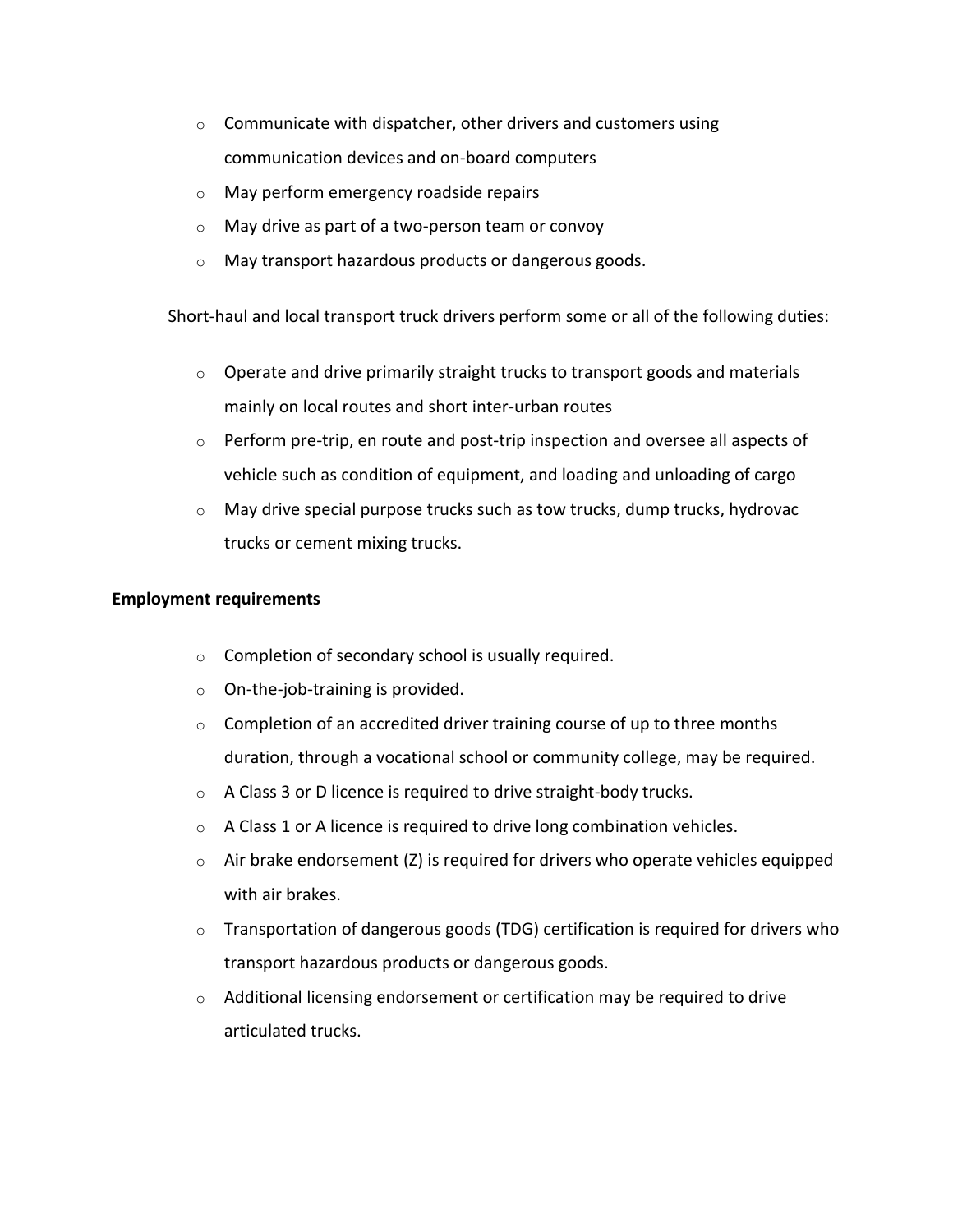- Communicate with dispatcher, other drivers and customers using communication devices and on-board computers
- May perform emergency roadside repairs
- May drive as part of a two-person team or convoy
- May transport hazardous products or dangerous goods.

Short-haul and local transport truck drivers perform some or all of the following duties:

- Operate and drive primarily straight trucks to transport goods and materials mainly on local routes and short inter-urban routes
- Perform pre-trip, en route and post-trip inspection and oversee all aspects of vehicle such as condition of equipment, and loading and unloading of cargo
- May drive special purpose trucks such as tow trucks, dump trucks, hydrovac trucks or cement mixing trucks.

**Employment requirements**

- Completion of secondary school is usually required.
- On-the-job-training is provided.
- Completion of an accredited driver training course of up to three months duration, through a vocational school or community college, may be required.
- A Class 3 or D licence is required to drive straight-body trucks.
- A Class 1 or A licence is required to drive long combination vehicles.
- Air brake endorsement (Z) is required for drivers who operate vehicles equipped with air brakes.
- Transportation of dangerous goods (TDG) certification is required for drivers who transport hazardous products or dangerous goods.
- Additional licensing endorsement or certification may be required to drive articulated trucks.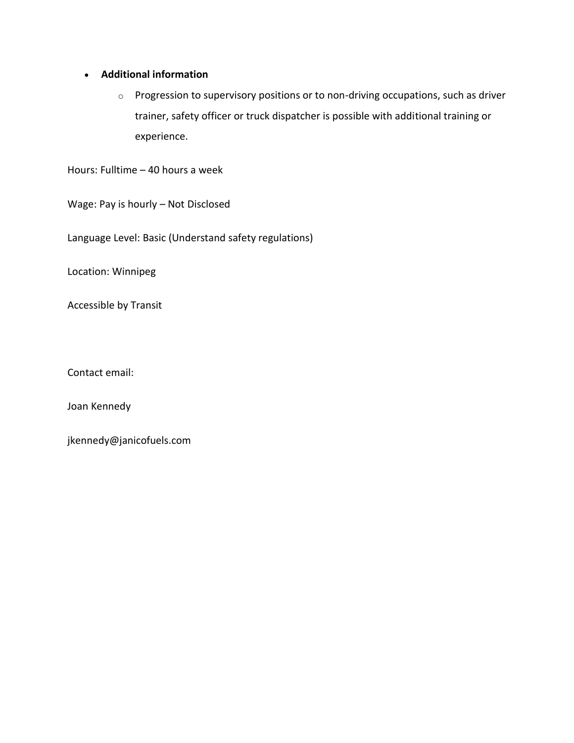- **Additional information**
  - Progression to supervisory positions or to non-driving occupations, such as driver trainer, safety officer or truck dispatcher is possible with additional training or experience.

Hours: Fulltime – 40 hours a week

Wage: Pay is hourly – Not Disclosed

Language Level: Basic (Understand safety regulations)

Location: Winnipeg

Accessible by Transit

Contact email:

Joan Kennedy

jkennedy@janicofuels.com